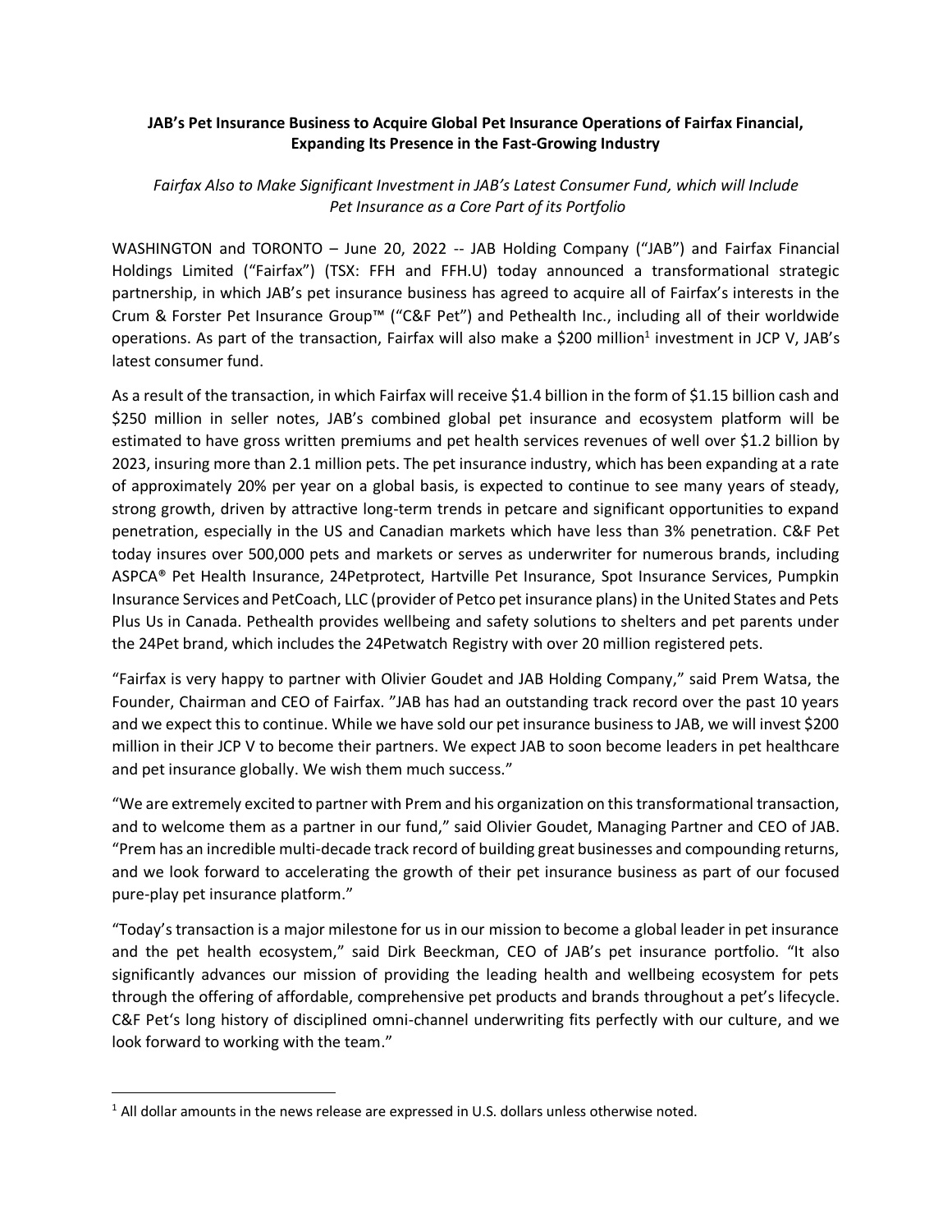**JAB's Pet Insurance Business to Acquire Global Pet Insurance Operations of Fairfax Financial, Expanding Its Presence in the Fast-Growing Industry**

*Fairfax Also to Make Significant Investment in JAB's Latest Consumer Fund, which will Include Pet Insurance as a Core Part of its Portfolio*

WASHINGTON and TORONTO – June 20, 2022 -- JAB Holding Company ("JAB") and Fairfax Financial Holdings Limited ("Fairfax") (TSX: FFH and FFH.U) today announced a transformational strategic partnership, in which JAB's pet insurance business has agreed to acquire all of Fairfax's interests in the Crum & Forster Pet Insurance Group™ ("C&F Pet") and Pethealth Inc., including all of their worldwide operations. As part of the transaction, Fairfax will also make a $200 million[1] investment in JCP V, JAB's latest consumer fund.

As a result of the transaction, in which Fairfax will receive $1.4 billion in the form of $1.15 billion cash and $250 million in seller notes, JAB's combined global pet insurance and ecosystem platform will be estimated to have gross written premiums and pet health services revenues of well over $1.2 billion by 2023, insuring more than 2.1 million pets. The pet insurance industry, which has been expanding at a rate of approximately 20% per year on a global basis, is expected to continue to see many years of steady, strong growth, driven by attractive long-term trends in petcare and significant opportunities to expand penetration, especially in the US and Canadian markets which have less than 3% penetration. C&F Pet today insures over 500,000 pets and markets or serves as underwriter for numerous brands, including ASPCA® Pet Health Insurance, 24Petprotect, Hartville Pet Insurance, Spot Insurance Services, Pumpkin Insurance Services and PetCoach, LLC (provider of Petco pet insurance plans) in the United States and Pets Plus Us in Canada. Pethealth provides wellbeing and safety solutions to shelters and pet parents under the 24Pet brand, which includes the 24Petwatch Registry with over 20 million registered pets.

"Fairfax is very happy to partner with Olivier Goudet and JAB Holding Company," said Prem Watsa, the Founder, Chairman and CEO of Fairfax. "JAB has had an outstanding track record over the past 10 years and we expect this to continue. While we have sold our pet insurance business to JAB, we will invest $200 million in their JCP V to become their partners. We expect JAB to soon become leaders in pet healthcare and pet insurance globally. We wish them much success."

"We are extremely excited to partner with Prem and his organization on this transformational transaction, and to welcome them as a partner in our fund," said Olivier Goudet, Managing Partner and CEO of JAB. "Prem has an incredible multi-decade track record of building great businesses and compounding returns, and we look forward to accelerating the growth of their pet insurance business as part of our focused pure-play pet insurance platform."

"Today's transaction is a major milestone for us in our mission to become a global leader in pet insurance and the pet health ecosystem," said Dirk Beeckman, CEO of JAB's pet insurance portfolio. "It also significantly advances our mission of providing the leading health and wellbeing ecosystem for pets through the offering of affordable, comprehensive pet products and brands throughout a pet's lifecycle. C&F Pet's long history of disciplined omni-channel underwriting fits perfectly with our culture, and we look forward to working with the team."

---

[1] All dollar amounts in the news release are expressed in U.S. dollars unless otherwise noted.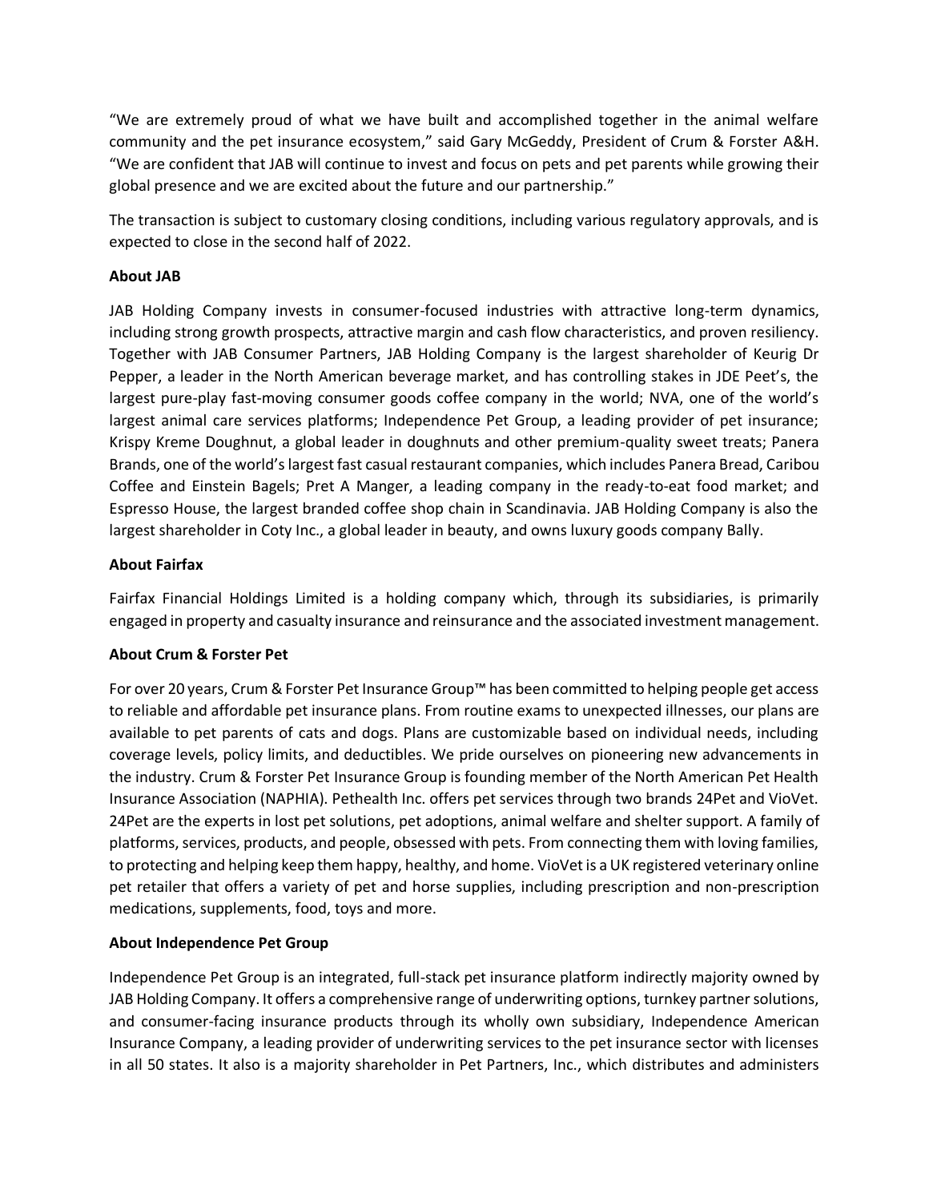"We are extremely proud of what we have built and accomplished together in the animal welfare community and the pet insurance ecosystem," said Gary McGeddy, President of Crum & Forster A&H. "We are confident that JAB will continue to invest and focus on pets and pet parents while growing their global presence and we are excited about the future and our partnership."

The transaction is subject to customary closing conditions, including various regulatory approvals, and is expected to close in the second half of 2022.

**About JAB**

JAB Holding Company invests in consumer-focused industries with attractive long-term dynamics, including strong growth prospects, attractive margin and cash flow characteristics, and proven resiliency. Together with JAB Consumer Partners, JAB Holding Company is the largest shareholder of Keurig Dr Pepper, a leader in the North American beverage market, and has controlling stakes in JDE Peet's, the largest pure-play fast-moving consumer goods coffee company in the world; NVA, one of the world's largest animal care services platforms; Independence Pet Group, a leading provider of pet insurance; Krispy Kreme Doughnut, a global leader in doughnuts and other premium-quality sweet treats; Panera Brands, one of the world's largest fast casual restaurant companies, which includes Panera Bread, Caribou Coffee and Einstein Bagels; Pret A Manger, a leading company in the ready-to-eat food market; and Espresso House, the largest branded coffee shop chain in Scandinavia. JAB Holding Company is also the largest shareholder in Coty Inc., a global leader in beauty, and owns luxury goods company Bally.

**About Fairfax**

Fairfax Financial Holdings Limited is a holding company which, through its subsidiaries, is primarily engaged in property and casualty insurance and reinsurance and the associated investment management.

**About Crum & Forster Pet**

For over 20 years, Crum & Forster Pet Insurance Group™ has been committed to helping people get access to reliable and affordable pet insurance plans. From routine exams to unexpected illnesses, our plans are available to pet parents of cats and dogs. Plans are customizable based on individual needs, including coverage levels, policy limits, and deductibles. We pride ourselves on pioneering new advancements in the industry. Crum & Forster Pet Insurance Group is founding member of the North American Pet Health Insurance Association (NAPHIA). Pethealth Inc. offers pet services through two brands 24Pet and VioVet. 24Pet are the experts in lost pet solutions, pet adoptions, animal welfare and shelter support. A family of platforms, services, products, and people, obsessed with pets. From connecting them with loving families, to protecting and helping keep them happy, healthy, and home. VioVet is a UK registered veterinary online pet retailer that offers a variety of pet and horse supplies, including prescription and non-prescription medications, supplements, food, toys and more.

**About Independence Pet Group**

Independence Pet Group is an integrated, full-stack pet insurance platform indirectly majority owned by JAB Holding Company. It offers a comprehensive range of underwriting options, turnkey partner solutions, and consumer-facing insurance products through its wholly own subsidiary, Independence American Insurance Company, a leading provider of underwriting services to the pet insurance sector with licenses in all 50 states. It also is a majority shareholder in Pet Partners, Inc., which distributes and administers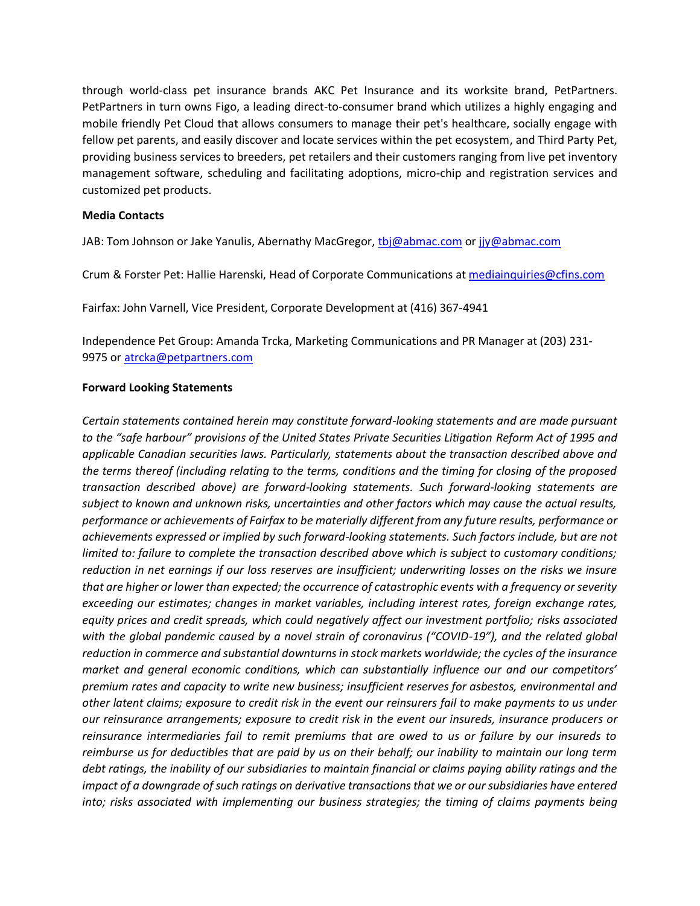through world-class pet insurance brands AKC Pet Insurance and its worksite brand, PetPartners. PetPartners in turn owns Figo, a leading direct-to-consumer brand which utilizes a highly engaging and mobile friendly Pet Cloud that allows consumers to manage their pet's healthcare, socially engage with fellow pet parents, and easily discover and locate services within the pet ecosystem, and Third Party Pet, providing business services to breeders, pet retailers and their customers ranging from live pet inventory management software, scheduling and facilitating adoptions, micro-chip and registration services and customized pet products.

**Media Contacts**

JAB: Tom Johnson or Jake Yanulis, Abernathy MacGregor, tbj@abmac.com or jjy@abmac.com

Crum & Forster Pet: Hallie Harenski, Head of Corporate Communications at mediainquiries@cfins.com

Fairfax: John Varnell, Vice President, Corporate Development at (416) 367-4941

Independence Pet Group: Amanda Trcka, Marketing Communications and PR Manager at (203) 231-9975 or atrcka@petpartners.com

**Forward Looking Statements**

*Certain statements contained herein may constitute forward-looking statements and are made pursuant to the "safe harbour" provisions of the United States Private Securities Litigation Reform Act of 1995 and applicable Canadian securities laws. Particularly, statements about the transaction described above and the terms thereof (including relating to the terms, conditions and the timing for closing of the proposed transaction described above) are forward-looking statements. Such forward-looking statements are subject to known and unknown risks, uncertainties and other factors which may cause the actual results, performance or achievements of Fairfax to be materially different from any future results, performance or achievements expressed or implied by such forward-looking statements. Such factors include, but are not limited to: failure to complete the transaction described above which is subject to customary conditions; reduction in net earnings if our loss reserves are insufficient; underwriting losses on the risks we insure that are higher or lower than expected; the occurrence of catastrophic events with a frequency or severity exceeding our estimates; changes in market variables, including interest rates, foreign exchange rates, equity prices and credit spreads, which could negatively affect our investment portfolio; risks associated with the global pandemic caused by a novel strain of coronavirus ("COVID-19"), and the related global reduction in commerce and substantial downturns in stock markets worldwide; the cycles of the insurance market and general economic conditions, which can substantially influence our and our competitors' premium rates and capacity to write new business; insufficient reserves for asbestos, environmental and other latent claims; exposure to credit risk in the event our reinsurers fail to make payments to us under our reinsurance arrangements; exposure to credit risk in the event our insureds, insurance producers or reinsurance intermediaries fail to remit premiums that are owed to us or failure by our insureds to reimburse us for deductibles that are paid by us on their behalf; our inability to maintain our long term debt ratings, the inability of our subsidiaries to maintain financial or claims paying ability ratings and the impact of a downgrade of such ratings on derivative transactions that we or our subsidiaries have entered into; risks associated with implementing our business strategies; the timing of claims payments being*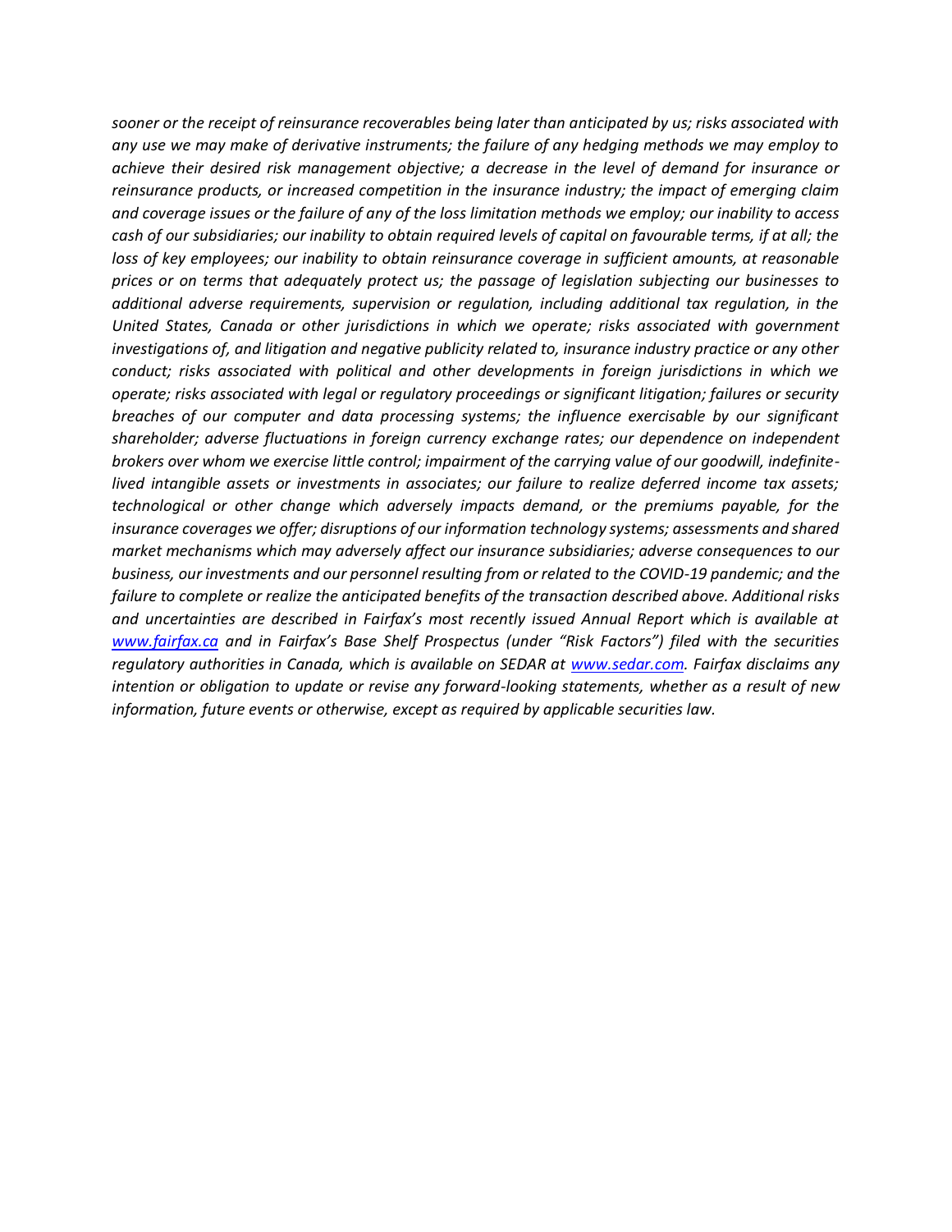*sooner or the receipt of reinsurance recoverables being later than anticipated by us; risks associated with any use we may make of derivative instruments; the failure of any hedging methods we may employ to achieve their desired risk management objective; a decrease in the level of demand for insurance or reinsurance products, or increased competition in the insurance industry; the impact of emerging claim and coverage issues or the failure of any of the loss limitation methods we employ; our inability to access cash of our subsidiaries; our inability to obtain required levels of capital on favourable terms, if at all; the loss of key employees; our inability to obtain reinsurance coverage in sufficient amounts, at reasonable prices or on terms that adequately protect us; the passage of legislation subjecting our businesses to additional adverse requirements, supervision or regulation, including additional tax regulation, in the United States, Canada or other jurisdictions in which we operate; risks associated with government investigations of, and litigation and negative publicity related to, insurance industry practice or any other conduct; risks associated with political and other developments in foreign jurisdictions in which we operate; risks associated with legal or regulatory proceedings or significant litigation; failures or security breaches of our computer and data processing systems; the influence exercisable by our significant shareholder; adverse fluctuations in foreign currency exchange rates; our dependence on independent brokers over whom we exercise little control; impairment of the carrying value of our goodwill, indefinite-lived intangible assets or investments in associates; our failure to realize deferred income tax assets; technological or other change which adversely impacts demand, or the premiums payable, for the insurance coverages we offer; disruptions of our information technology systems; assessments and shared market mechanisms which may adversely affect our insurance subsidiaries; adverse consequences to our business, our investments and our personnel resulting from or related to the COVID-19 pandemic; and the failure to complete or realize the anticipated benefits of the transaction described above. Additional risks and uncertainties are described in Fairfax's most recently issued Annual Report which is available at [www.fairfax.ca](http://www.fairfax.ca) and in Fairfax's Base Shelf Prospectus (under "Risk Factors") filed with the securities regulatory authorities in Canada, which is available on SEDAR at [www.sedar.com](http://www.sedar.com). Fairfax disclaims any intention or obligation to update or revise any forward-looking statements, whether as a result of new information, future events or otherwise, except as required by applicable securities law.*